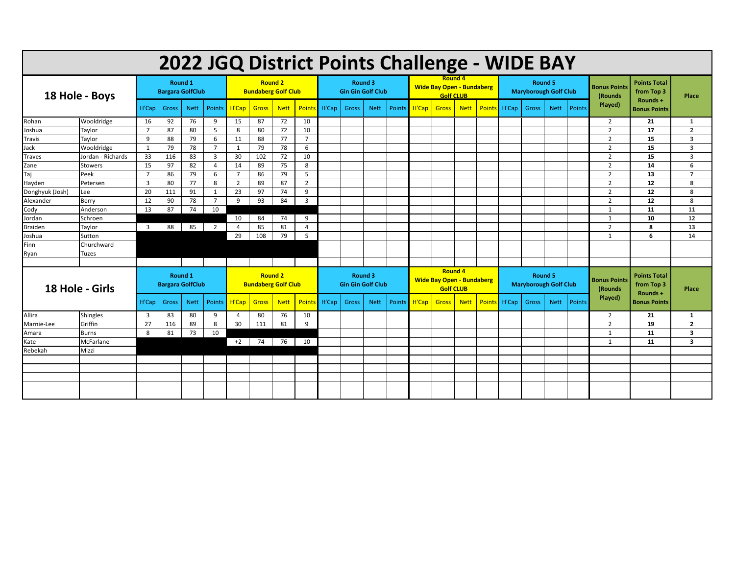# 2022 JQG District Points Challenge - WIDE BAY

## 18 Hole - Boys

| | | Round 1 Bargara GolfClub | | | | Round 2 Bundaberg Golf Club | | | | Round 3 Gin Gin Golf Club | | | | Round 4 Wide Bay Open - Bundaberg Golf CLUB | | | | Round 5 Maryborough Golf Club | | | | Bonus Points (Rounds Played) | Points Total from Top 3 Rounds + Bonus Points | Place |
|---|---|---|---|---|---|---|---|---|---|---|---|---|---|---|---|---|---|---|---|---|---|---|---|---|
| | | H'Cap | Gross | Nett | Points | H'Cap | Gross | Nett | Points | H'Cap | Gross | Nett | Points | H'Cap | Gross | Nett | Points | H'Cap | Gross | Nett | Points | | | |
| Rohan | Wooldridge | 16 | 92 | 76 | 9 | 15 | 87 | 72 | 10 | | | | | | | | | | | | | 2 | **21** | **1** |
| Joshua | Taylor | 7 | 87 | 80 | 5 | 8 | 80 | 72 | 10 | | | | | | | | | | | | | 2 | **17** | **2** |
| Travis | Taylor | 9 | 88 | 79 | 6 | 11 | 88 | 77 | 7 | | | | | | | | | | | | | 2 | **15** | **3** |
| Jack | Wooldridge | 1 | 79 | 78 | 7 | 1 | 79 | 78 | 6 | | | | | | | | | | | | | 2 | **15** | **3** |
| Traves | Jordan - Richards | 33 | 116 | 83 | 3 | 30 | 102 | 72 | 10 | | | | | | | | | | | | | 2 | **15** | **3** |
| Zane | Stowers | 15 | 97 | 82 | 4 | 14 | 89 | 75 | 8 | | | | | | | | | | | | | 2 | **14** | **6** |
| Taj | Peek | 7 | 86 | 79 | 6 | 7 | 86 | 79 | 5 | | | | | | | | | | | | | 2 | **13** | **7** |
| Hayden | Petersen | 3 | 80 | 77 | 8 | 2 | 89 | 87 | 2 | | | | | | | | | | | | | 2 | **12** | **8** |
| Donghyuk (Josh) | Lee | 20 | 111 | 91 | 1 | 23 | 97 | 74 | 9 | | | | | | | | | | | | | 2 | **12** | **8** |
| Alexander | Berry | 12 | 90 | 78 | 7 | 9 | 93 | 84 | 3 | | | | | | | | | | | | | 2 | **12** | **8** |
| Cody | Anderson | 13 | 87 | 74 | 10 | | | | | | | | | | | | | | | | | 1 | **11** | **11** |
| Jordan | Schroen | | | | | 10 | 84 | 74 | 9 | | | | | | | | | | | | | 1 | **10** | **12** |
| Braiden | Taylor | 3 | 88 | 85 | 2 | 4 | 85 | 81 | 4 | | | | | | | | | | | | | 2 | **8** | **13** |
| Joshua | Sutton | | | | | 29 | 108 | 79 | 5 | | | | | | | | | | | | | 1 | **6** | **14** |
| Finn | Churchward | | | | | | | | | | | | | | | | | | | | | | | |
| Ryan | Tuzes | | | | | | | | | | | | | | | | | | | | | | | |

## 18 Hole - Girls

| | | Round 1 Bargara GolfClub | | | | Round 2 Bundaberg Golf Club | | | | Round 3 Gin Gin Golf Club | | | | Round 4 Wide Bay Open - Bundaberg Golf CLUB | | | | Round 5 Maryborough Golf Club | | | | Bonus Points (Rounds Played) | Points Total from Top 3 Rounds + Bonus Points | Place |
|---|---|---|---|---|---|---|---|---|---|---|---|---|---|---|---|---|---|---|---|---|---|---|---|---|
| | | H'Cap | Gross | Nett | Points | H'Cap | Gross | Nett | Points | H'Cap | Gross | Nett | Points | H'Cap | Gross | Nett | Points | H'Cap | Gross | Nett | Points | | | |
| Allira | Shingles | 3 | 83 | 80 | 9 | 4 | 80 | 76 | 10 | | | | | | | | | | | | | 2 | **21** | **1** |
| Marnie-Lee | Griffin | 27 | 116 | 89 | 8 | 30 | 111 | 81 | 9 | | | | | | | | | | | | | 2 | **19** | **2** |
| Amara | Burns | 8 | 81 | 73 | 10 | | | | | | | | | | | | | | | | | 1 | **11** | **3** |
| Kate | McFarlane | | | | | +2 | 74 | 76 | 10 | | | | | | | | | | | | | 1 | **11** | **3** |
| Rebekah | Mizzi | | | | | | | | | | | | | | | | | | | | | | | |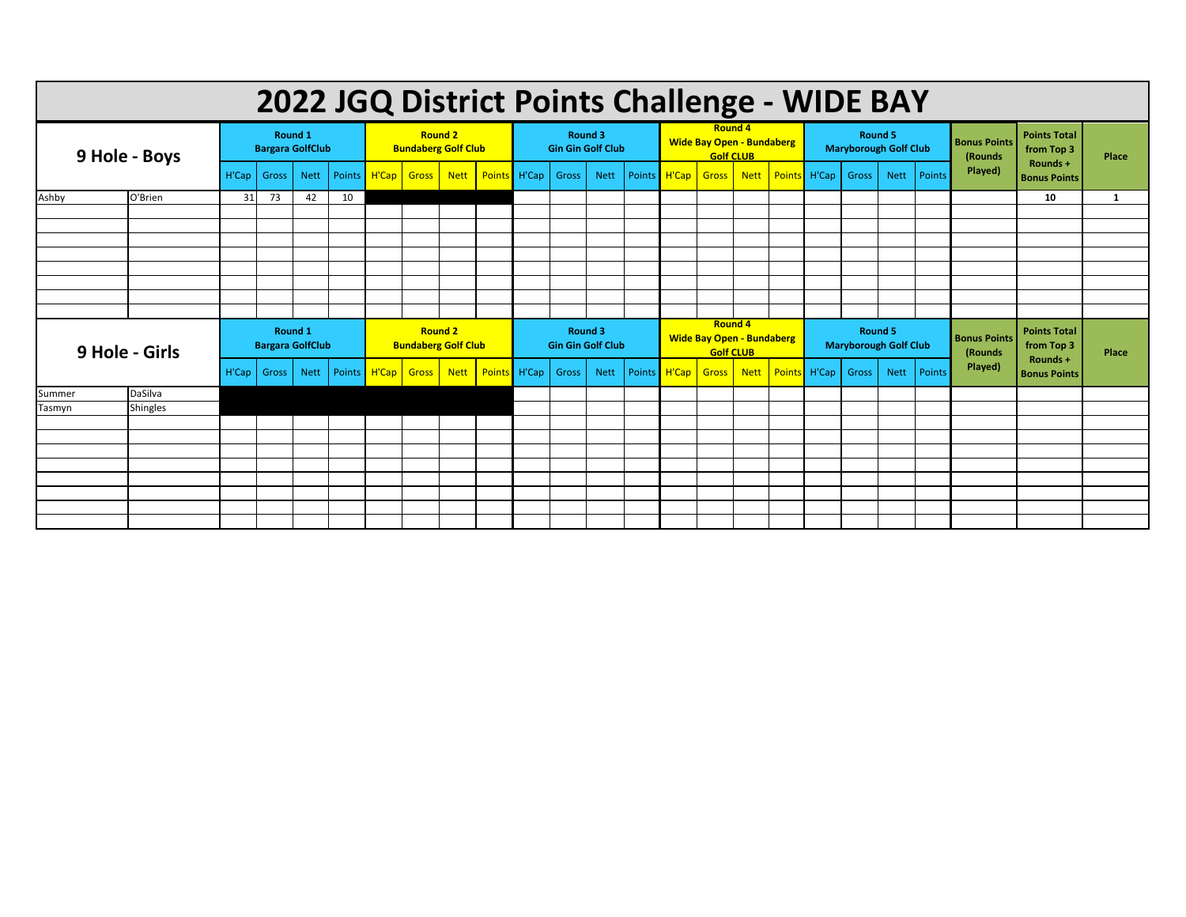# 2022 JGQ District Points Challenge - WIDE BAY

| 9 Hole - Boys | | Round 1 Bargara GolfClub | | | | Round 2 Bundaberg Golf Club | | | | Round 3 Gin Gin Golf Club | | | | Round 4 Wide Bay Open - Bundaberg Golf CLUB | | | | Round 5 Maryborough Golf Club | | | | Bonus Points (Rounds Played) | Points Total from Top 3 Rounds + Bonus Points | Place |
|---|---|---|---|---|---|---|---|---|---|---|---|---|---|---|---|---|---|---|---|---|---|---|---|---|
| | | H'Cap | Gross | Nett | Points | H'Cap | Gross | Nett | Points | H'Cap | Gross | Nett | Points | H'Cap | Gross | Nett | Points | H'Cap | Gross | Nett | Points | | | |
| Ashby | O'Brien | 31 | 73 | 42 | 10 | | | | | | | | | | | | | | | | | | 10 | 1 |

| 9 Hole - Girls | | Round 1 Bargara GolfClub | | | | Round 2 Bundaberg Golf Club | | | | Round 3 Gin Gin Golf Club | | | | Round 4 Wide Bay Open - Bundaberg Golf CLUB | | | | Round 5 Maryborough Golf Club | | | | Bonus Points (Rounds Played) | Points Total from Top 3 Rounds + Bonus Points | Place |
|---|---|---|---|---|---|---|---|---|---|---|---|---|---|---|---|---|---|---|---|---|---|---|---|---|
| | | H'Cap | Gross | Nett | Points | H'Cap | Gross | Nett | Points | H'Cap | Gross | Nett | Points | H'Cap | Gross | Nett | Points | H'Cap | Gross | Nett | Points | | | |
| Summer | DaSilva | | | | | | | | | | | | | | | | | | | | | | | |
| Tasmyn | Shingles | | | | | | | | | | | | | | | | | | | | | | | |